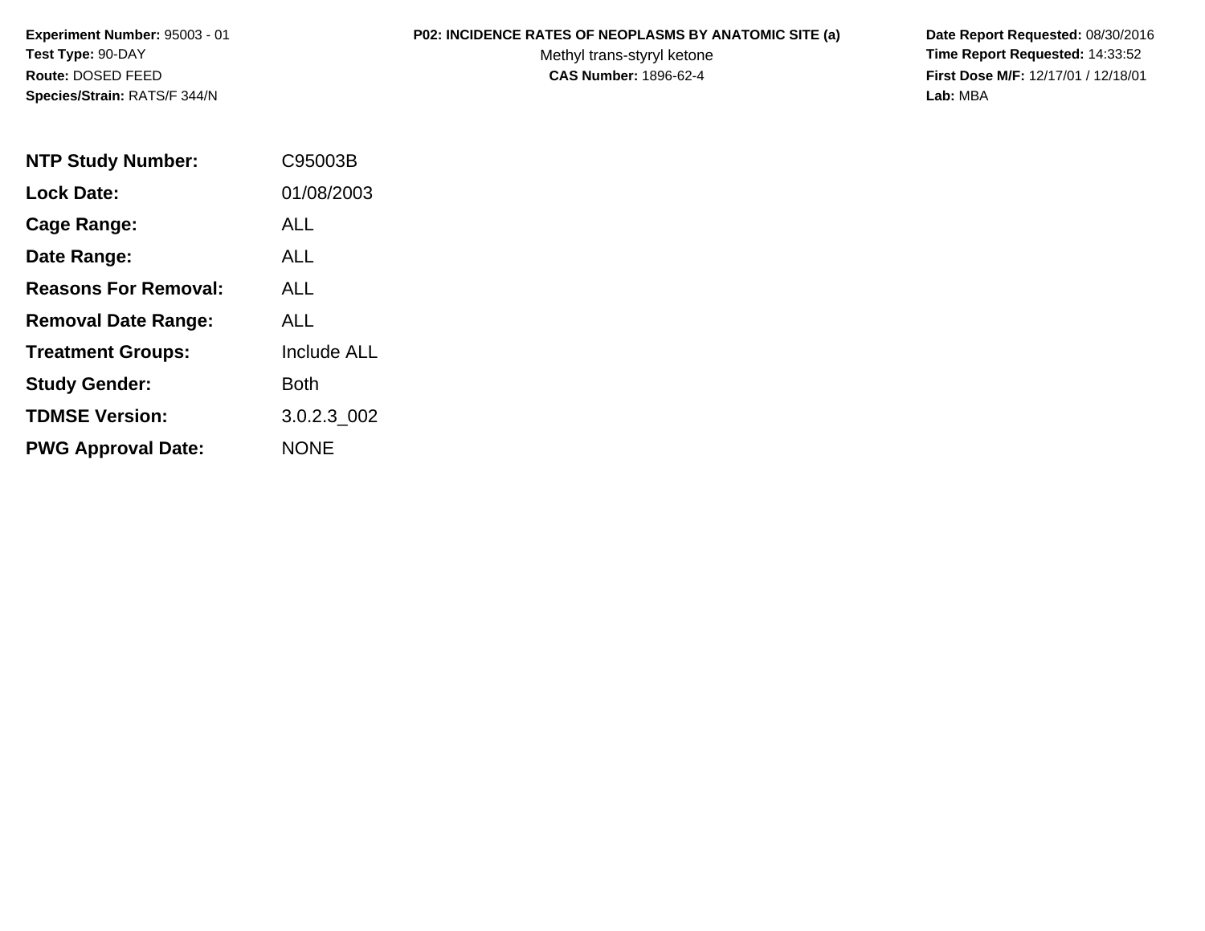**Experiment Number:** 95003 - 01
**Test Type:** 90-DAY
**Route:** DOSED FEED
**Species/Strain:** RATS/F 344/N

**P02: INCIDENCE RATES OF NEOPLASMS BY ANATOMIC SITE (a)**
Methyl trans-styryl ketone
**CAS Number:** 1896-62-4

**Date Report Requested:** 08/30/2016
**Time Report Requested:** 14:33:52
**First Dose M/F:** 12/17/01 / 12/18/01
**Lab:** MBA

| | |
|---|---|
| **NTP Study Number:** | C95003B |
| **Lock Date:** | 01/08/2003 |
| **Cage Range:** | ALL |
| **Date Range:** | ALL |
| **Reasons For Removal:** | ALL |
| **Removal Date Range:** | ALL |
| **Treatment Groups:** | Include ALL |
| **Study Gender:** | Both |
| **TDMSE Version:** | 3.0.2.3_002 |
| **PWG Approval Date:** | NONE |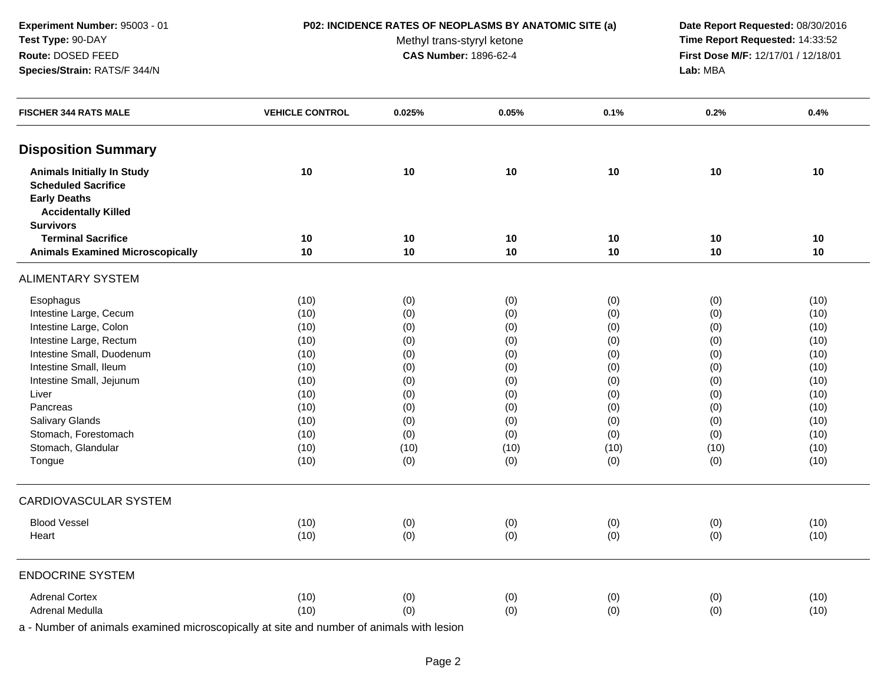**Experiment Number:** 95003 - 01
**Test Type:** 90-DAY
**Route:** DOSED FEED
**Species/Strain:** RATS/F 344/N

**P02: INCIDENCE RATES OF NEOPLASMS BY ANATOMIC SITE (a)**
Methyl trans-styryl ketone
**CAS Number:** 1896-62-4

**Date Report Requested:** 08/30/2016
**Time Report Requested:** 14:33:52
**First Dose M/F:** 12/17/01 / 12/18/01
**Lab:** MBA

| FISCHER 344 RATS MALE | VEHICLE CONTROL | 0.025% | 0.05% | 0.1% | 0.2% | 0.4% |
|---|---|---|---|---|---|---|
| **Disposition Summary** | | | | | | |
| **Animals Initially In Study** | **10** | **10** | **10** | **10** | **10** | **10** |
| **Scheduled Sacrifice** | | | | | | |
| **Early Deaths** | | | | | | |
| **Accidentally Killed** | | | | | | |
| **Survivors** | | | | | | |
| **Terminal Sacrifice** | **10** | **10** | **10** | **10** | **10** | **10** |
| **Animals Examined Microscopically** | **10** | **10** | **10** | **10** | **10** | **10** |
| ALIMENTARY SYSTEM | | | | | | |
| Esophagus | (10) | (0) | (0) | (0) | (0) | (10) |
| Intestine Large, Cecum | (10) | (0) | (0) | (0) | (0) | (10) |
| Intestine Large, Colon | (10) | (0) | (0) | (0) | (0) | (10) |
| Intestine Large, Rectum | (10) | (0) | (0) | (0) | (0) | (10) |
| Intestine Small, Duodenum | (10) | (0) | (0) | (0) | (0) | (10) |
| Intestine Small, Ileum | (10) | (0) | (0) | (0) | (0) | (10) |
| Intestine Small, Jejunum | (10) | (0) | (0) | (0) | (0) | (10) |
| Liver | (10) | (0) | (0) | (0) | (0) | (10) |
| Pancreas | (10) | (0) | (0) | (0) | (0) | (10) |
| Salivary Glands | (10) | (0) | (0) | (0) | (0) | (10) |
| Stomach, Forestomach | (10) | (0) | (0) | (0) | (0) | (10) |
| Stomach, Glandular | (10) | (10) | (10) | (10) | (10) | (10) |
| Tongue | (10) | (0) | (0) | (0) | (0) | (10) |
| CARDIOVASCULAR SYSTEM | | | | | | |
| Blood Vessel | (10) | (0) | (0) | (0) | (0) | (10) |
| Heart | (10) | (0) | (0) | (0) | (0) | (10) |
| ENDOCRINE SYSTEM | | | | | | |
| Adrenal Cortex | (10) | (0) | (0) | (0) | (0) | (10) |
| Adrenal Medulla | (10) | (0) | (0) | (0) | (0) | (10) |

a - Number of animals examined microscopically at site and number of animals with lesion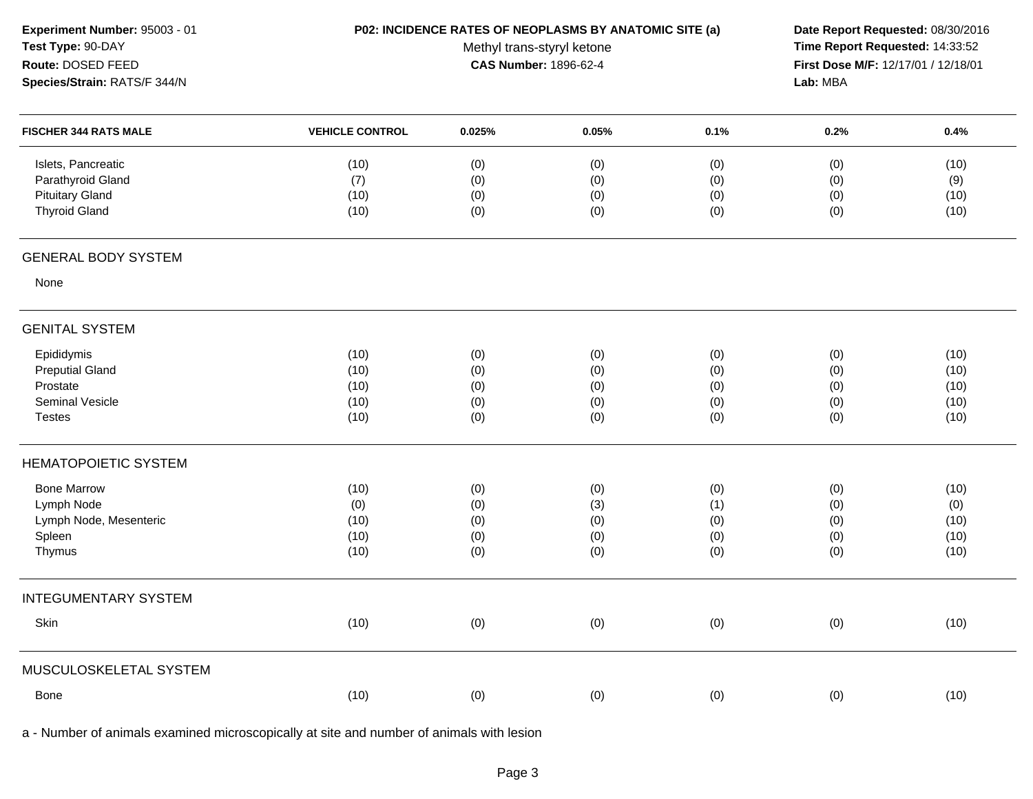**Experiment Number:** 95003 - 01
**Test Type:** 90-DAY
**Route:** DOSED FEED
**Species/Strain:** RATS/F 344/N

**P02: INCIDENCE RATES OF NEOPLASMS BY ANATOMIC SITE (a)**
Methyl trans-styryl ketone
**CAS Number:** 1896-62-4

**Date Report Requested:** 08/30/2016
**Time Report Requested:** 14:33:52
**First Dose M/F:** 12/17/01 / 12/18/01
**Lab:** MBA

| FISCHER 344 RATS MALE | VEHICLE CONTROL | 0.025% | 0.05% | 0.1% | 0.2% | 0.4% |
|---|---|---|---|---|---|---|
| Islets, Pancreatic | (10) | (0) | (0) | (0) | (0) | (10) |
| Parathyroid Gland | (7) | (0) | (0) | (0) | (0) | (9) |
| Pituitary Gland | (10) | (0) | (0) | (0) | (0) | (10) |
| Thyroid Gland | (10) | (0) | (0) | (0) | (0) | (10) |
| **GENERAL BODY SYSTEM** | | | | | | |
| None | | | | | | |
| **GENITAL SYSTEM** | | | | | | |
| Epididymis | (10) | (0) | (0) | (0) | (0) | (10) |
| Preputial Gland | (10) | (0) | (0) | (0) | (0) | (10) |
| Prostate | (10) | (0) | (0) | (0) | (0) | (10) |
| Seminal Vesicle | (10) | (0) | (0) | (0) | (0) | (10) |
| Testes | (10) | (0) | (0) | (0) | (0) | (10) |
| **HEMATOPOIETIC SYSTEM** | | | | | | |
| Bone Marrow | (10) | (0) | (0) | (0) | (0) | (10) |
| Lymph Node | (0) | (0) | (3) | (1) | (0) | (0) |
| Lymph Node, Mesenteric | (10) | (0) | (0) | (0) | (0) | (10) |
| Spleen | (10) | (0) | (0) | (0) | (0) | (10) |
| Thymus | (10) | (0) | (0) | (0) | (0) | (10) |
| **INTEGUMENTARY SYSTEM** | | | | | | |
| Skin | (10) | (0) | (0) | (0) | (0) | (10) |
| **MUSCULOSKELETAL SYSTEM** | | | | | | |
| Bone | (10) | (0) | (0) | (0) | (0) | (10) |

a - Number of animals examined microscopically at site and number of animals with lesion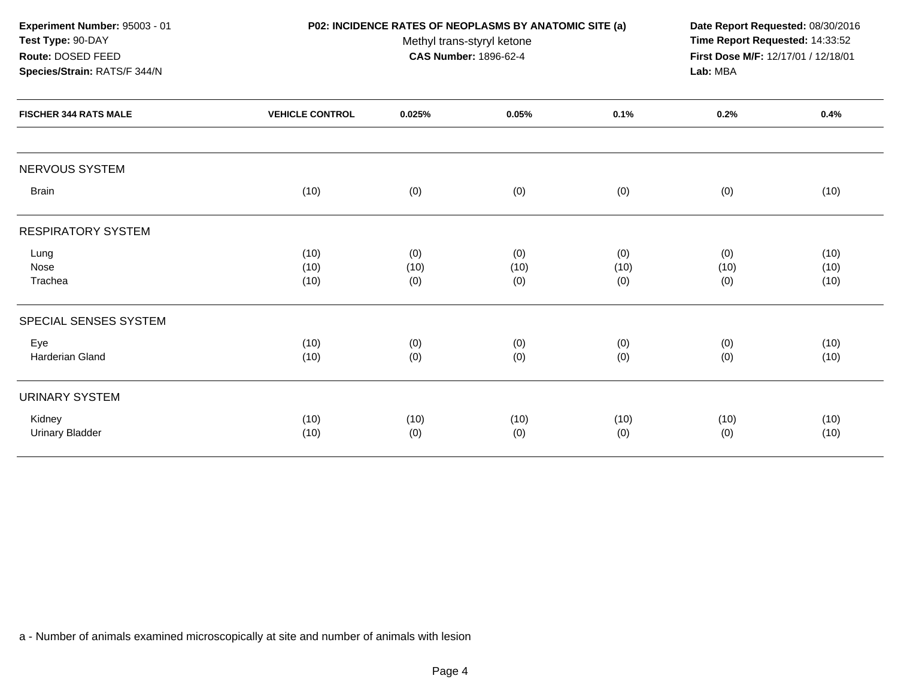**Experiment Number:** 95003 - 01
**Test Type:** 90-DAY
**Route:** DOSED FEED
**Species/Strain:** RATS/F 344/N

**P02: INCIDENCE RATES OF NEOPLASMS BY ANATOMIC SITE (a)**
Methyl trans-styryl ketone
**CAS Number:** 1896-62-4

**Date Report Requested:** 08/30/2016
**Time Report Requested:** 14:33:52
**First Dose M/F:** 12/17/01 / 12/18/01
**Lab:** MBA

| FISCHER 344 RATS MALE | VEHICLE CONTROL | 0.025% | 0.05% | 0.1% | 0.2% | 0.4% |
|---|---|---|---|---|---|---|
| NERVOUS SYSTEM | | | | | | |
| Brain | (10) | (0) | (0) | (0) | (0) | (10) |
| RESPIRATORY SYSTEM | | | | | | |
| Lung | (10) | (0) | (0) | (0) | (0) | (10) |
| Nose | (10) | (10) | (10) | (10) | (10) | (10) |
| Trachea | (10) | (0) | (0) | (0) | (0) | (10) |
| SPECIAL SENSES SYSTEM | | | | | | |
| Eye | (10) | (0) | (0) | (0) | (0) | (10) |
| Harderian Gland | (10) | (0) | (0) | (0) | (0) | (10) |
| URINARY SYSTEM | | | | | | |
| Kidney | (10) | (10) | (10) | (10) | (10) | (10) |
| Urinary Bladder | (10) | (0) | (0) | (0) | (0) | (10) |

a - Number of animals examined microscopically at site and number of animals with lesion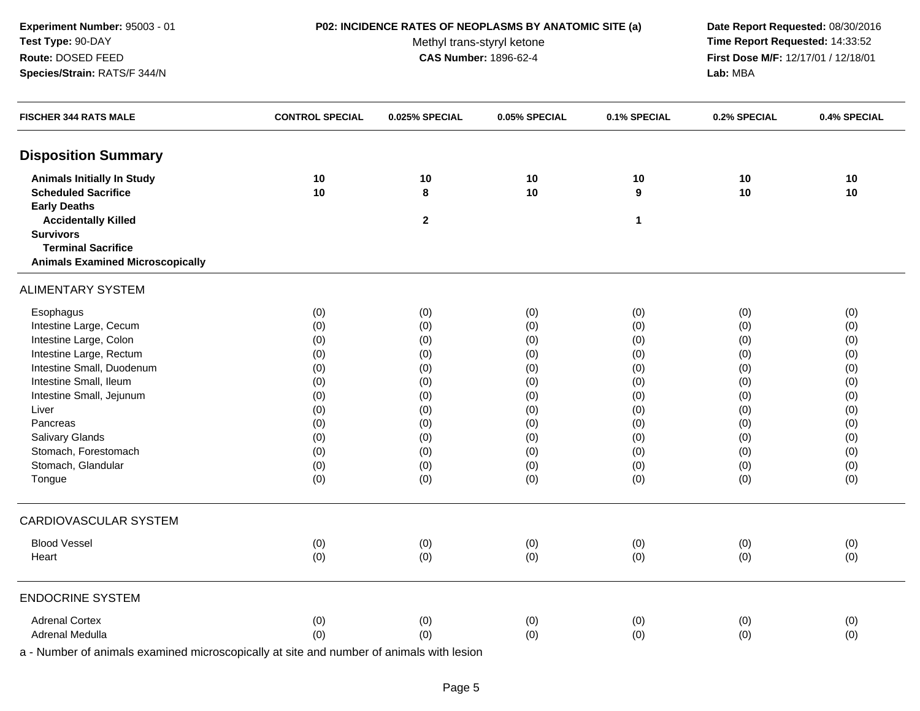**Experiment Number:** 95003 - 01
**Test Type:** 90-DAY
**Route:** DOSED FEED
**Species/Strain:** RATS/F 344/N

**P02: INCIDENCE RATES OF NEOPLASMS BY ANATOMIC SITE (a)**
Methyl trans-styryl ketone
**CAS Number:** 1896-62-4

**Date Report Requested:** 08/30/2016
**Time Report Requested:** 14:33:52
**First Dose M/F:** 12/17/01 / 12/18/01
**Lab:** MBA

| FISCHER 344 RATS MALE | CONTROL SPECIAL | 0.025% SPECIAL | 0.05% SPECIAL | 0.1% SPECIAL | 0.2% SPECIAL | 0.4% SPECIAL |
|---|---|---|---|---|---|---|
| **Disposition Summary** | | | | | | |
| **Animals Initially In Study** | **10** | **10** | **10** | **10** | **10** | **10** |
| **Scheduled Sacrifice** | **10** | **8** | **10** | **9** | **10** | **10** |
| **Early Deaths** | | | | | | |
| **Accidentally Killed** | | **2** | | **1** | | |
| **Survivors** | | | | | | |
| **Terminal Sacrifice** | | | | | | |
| **Animals Examined Microscopically** | | | | | | |
| ALIMENTARY SYSTEM | | | | | | |
| Esophagus | (0) | (0) | (0) | (0) | (0) | (0) |
| Intestine Large, Cecum | (0) | (0) | (0) | (0) | (0) | (0) |
| Intestine Large, Colon | (0) | (0) | (0) | (0) | (0) | (0) |
| Intestine Large, Rectum | (0) | (0) | (0) | (0) | (0) | (0) |
| Intestine Small, Duodenum | (0) | (0) | (0) | (0) | (0) | (0) |
| Intestine Small, Ileum | (0) | (0) | (0) | (0) | (0) | (0) |
| Intestine Small, Jejunum | (0) | (0) | (0) | (0) | (0) | (0) |
| Liver | (0) | (0) | (0) | (0) | (0) | (0) |
| Pancreas | (0) | (0) | (0) | (0) | (0) | (0) |
| Salivary Glands | (0) | (0) | (0) | (0) | (0) | (0) |
| Stomach, Forestomach | (0) | (0) | (0) | (0) | (0) | (0) |
| Stomach, Glandular | (0) | (0) | (0) | (0) | (0) | (0) |
| Tongue | (0) | (0) | (0) | (0) | (0) | (0) |
| CARDIOVASCULAR SYSTEM | | | | | | |
| Blood Vessel | (0) | (0) | (0) | (0) | (0) | (0) |
| Heart | (0) | (0) | (0) | (0) | (0) | (0) |
| ENDOCRINE SYSTEM | | | | | | |
| Adrenal Cortex | (0) | (0) | (0) | (0) | (0) | (0) |
| Adrenal Medulla | (0) | (0) | (0) | (0) | (0) | (0) |

a - Number of animals examined microscopically at site and number of animals with lesion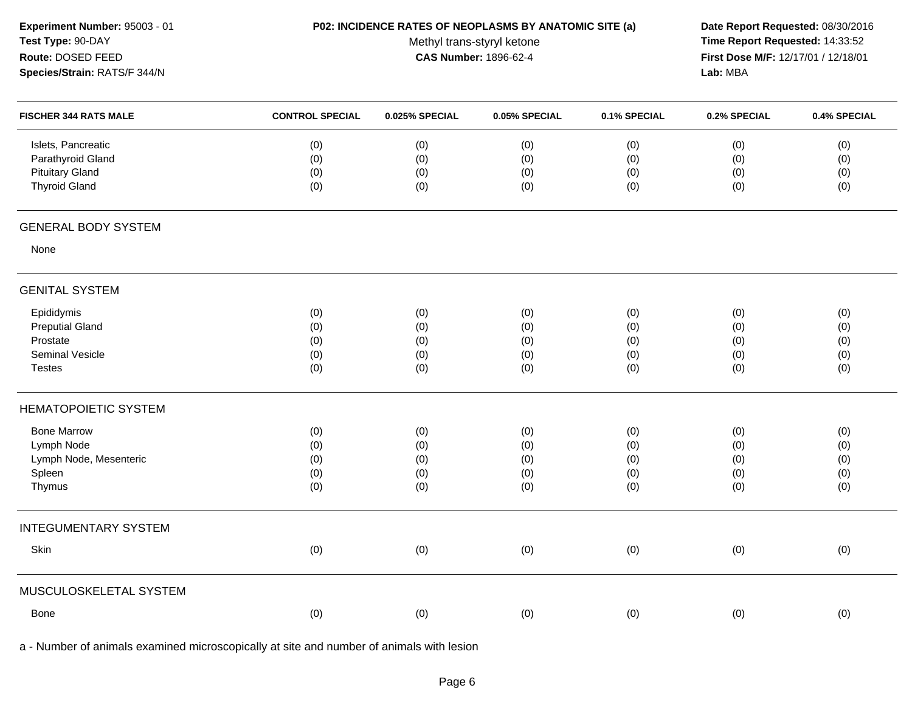**Experiment Number:** 95003 - 01
**Test Type:** 90-DAY
**Route:** DOSED FEED
**Species/Strain:** RATS/F 344/N

**P02: INCIDENCE RATES OF NEOPLASMS BY ANATOMIC SITE (a)**
Methyl trans-styryl ketone
**CAS Number:** 1896-62-4

**Date Report Requested:** 08/30/2016
**Time Report Requested:** 14:33:52
**First Dose M/F:** 12/17/01 / 12/18/01
**Lab:** MBA

| FISCHER 344 RATS MALE | CONTROL SPECIAL | 0.025% SPECIAL | 0.05% SPECIAL | 0.1% SPECIAL | 0.2% SPECIAL | 0.4% SPECIAL |
|---|---|---|---|---|---|---|
| Islets, Pancreatic | (0) | (0) | (0) | (0) | (0) | (0) |
| Parathyroid Gland | (0) | (0) | (0) | (0) | (0) | (0) |
| Pituitary Gland | (0) | (0) | (0) | (0) | (0) | (0) |
| Thyroid Gland | (0) | (0) | (0) | (0) | (0) | (0) |
| **GENERAL BODY SYSTEM** | | | | | | |
| None | | | | | | |
| **GENITAL SYSTEM** | | | | | | |
| Epididymis | (0) | (0) | (0) | (0) | (0) | (0) |
| Preputial Gland | (0) | (0) | (0) | (0) | (0) | (0) |
| Prostate | (0) | (0) | (0) | (0) | (0) | (0) |
| Seminal Vesicle | (0) | (0) | (0) | (0) | (0) | (0) |
| Testes | (0) | (0) | (0) | (0) | (0) | (0) |
| **HEMATOPOIETIC SYSTEM** | | | | | | |
| Bone Marrow | (0) | (0) | (0) | (0) | (0) | (0) |
| Lymph Node | (0) | (0) | (0) | (0) | (0) | (0) |
| Lymph Node, Mesenteric | (0) | (0) | (0) | (0) | (0) | (0) |
| Spleen | (0) | (0) | (0) | (0) | (0) | (0) |
| Thymus | (0) | (0) | (0) | (0) | (0) | (0) |
| **INTEGUMENTARY SYSTEM** | | | | | | |
| Skin | (0) | (0) | (0) | (0) | (0) | (0) |
| **MUSCULOSKELETAL SYSTEM** | | | | | | |
| Bone | (0) | (0) | (0) | (0) | (0) | (0) |

a - Number of animals examined microscopically at site and number of animals with lesion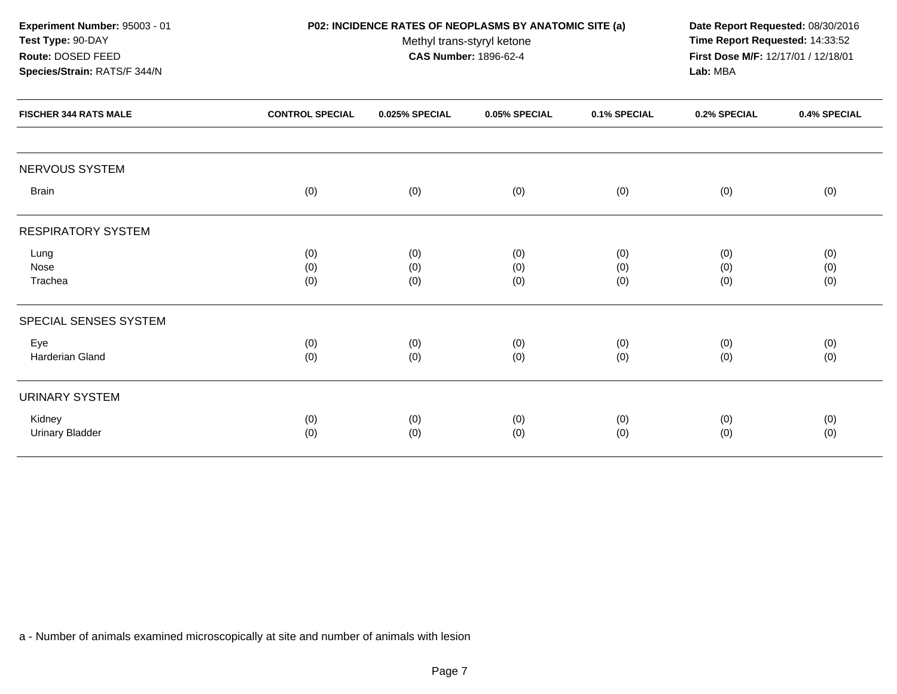**Experiment Number:** 95003 - 01
**Test Type:** 90-DAY
**Route:** DOSED FEED
**Species/Strain:** RATS/F 344/N

**P02: INCIDENCE RATES OF NEOPLASMS BY ANATOMIC SITE (a)**
Methyl trans-styryl ketone
**CAS Number:** 1896-62-4

**Date Report Requested:** 08/30/2016
**Time Report Requested:** 14:33:52
**First Dose M/F:** 12/17/01 / 12/18/01
**Lab:** MBA

| FISCHER 344 RATS MALE | CONTROL SPECIAL | 0.025% SPECIAL | 0.05% SPECIAL | 0.1% SPECIAL | 0.2% SPECIAL | 0.4% SPECIAL |
|---|---|---|---|---|---|---|
| NERVOUS SYSTEM | | | | | | |
| Brain | (0) | (0) | (0) | (0) | (0) | (0) |
| RESPIRATORY SYSTEM | | | | | | |
| Lung | (0) | (0) | (0) | (0) | (0) | (0) |
| Nose | (0) | (0) | (0) | (0) | (0) | (0) |
| Trachea | (0) | (0) | (0) | (0) | (0) | (0) |
| SPECIAL SENSES SYSTEM | | | | | | |
| Eye | (0) | (0) | (0) | (0) | (0) | (0) |
| Harderian Gland | (0) | (0) | (0) | (0) | (0) | (0) |
| URINARY SYSTEM | | | | | | |
| Kidney | (0) | (0) | (0) | (0) | (0) | (0) |
| Urinary Bladder | (0) | (0) | (0) | (0) | (0) | (0) |

a - Number of animals examined microscopically at site and number of animals with lesion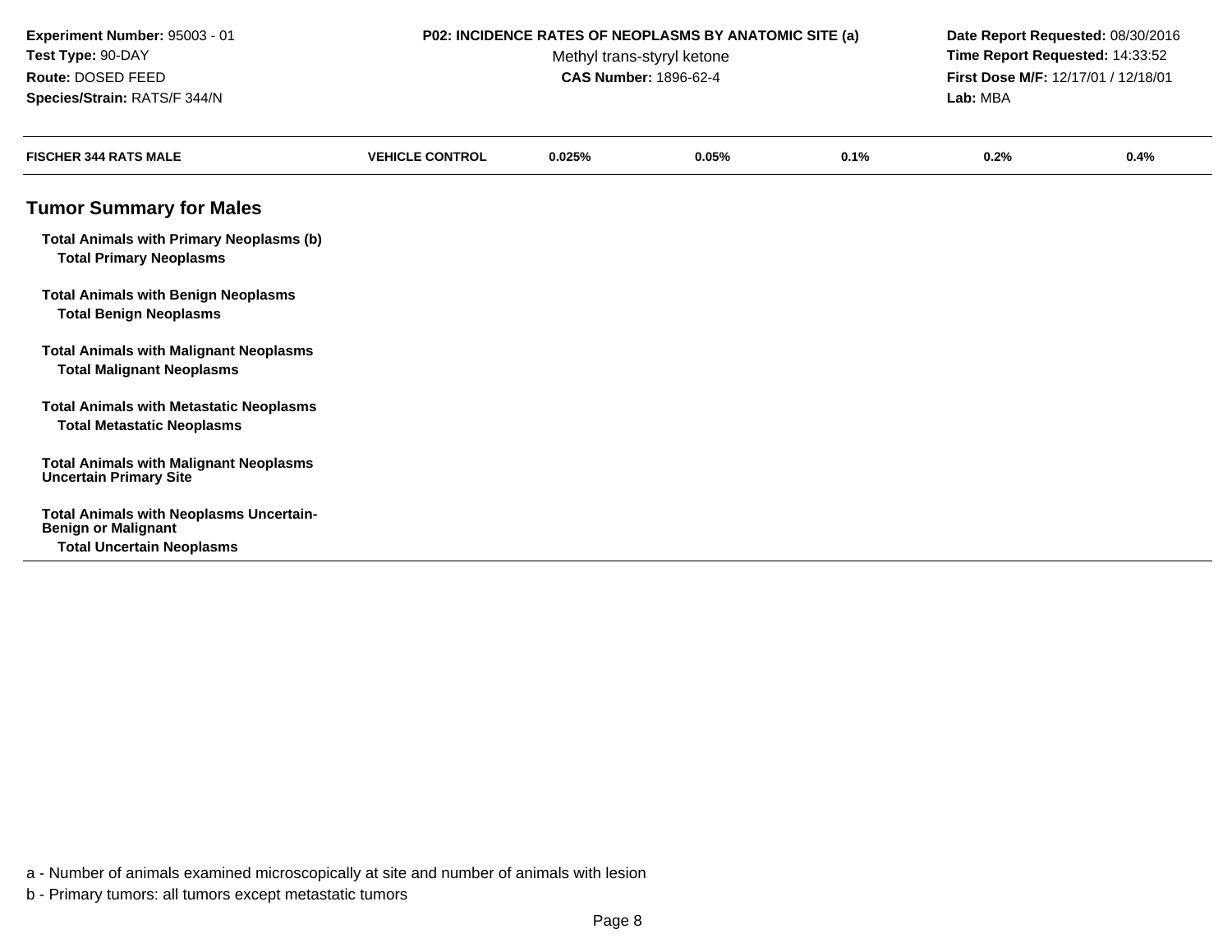**Experiment Number:** 95003 - 01
**Test Type:** 90-DAY
**Route:** DOSED FEED
**Species/Strain:** RATS/F 344/N

**P02: INCIDENCE RATES OF NEOPLASMS BY ANATOMIC SITE (a)**
Methyl trans-styryl ketone
**CAS Number:** 1896-62-4

**Date Report Requested:** 08/30/2016
**Time Report Requested:** 14:33:52
**First Dose M/F:** 12/17/01 / 12/18/01
**Lab:** MBA

| FISCHER 344 RATS MALE | VEHICLE CONTROL | 0.025% | 0.05% | 0.1% | 0.2% | 0.4% |
|---|---|---|---|---|---|---|

## Tumor Summary for Males

| | | | | | | |
|---|---|---|---|---|---|---|
| **Total Animals with Primary Neoplasms (b)** | | | | | | |
| **Total Primary Neoplasms** | | | | | | |
| **Total Animals with Benign Neoplasms** | | | | | | |
| **Total Benign Neoplasms** | | | | | | |
| **Total Animals with Malignant Neoplasms** | | | | | | |
| **Total Malignant Neoplasms** | | | | | | |
| **Total Animals with Metastatic Neoplasms** | | | | | | |
| **Total Metastatic Neoplasms** | | | | | | |
| **Total Animals with Malignant Neoplasms Uncertain Primary Site** | | | | | | |
| **Total Animals with Neoplasms Uncertain-Benign or Malignant** | | | | | | |
| **Total Uncertain Neoplasms** | | | | | | |

a - Number of animals examined microscopically at site and number of animals with lesion

b - Primary tumors: all tumors except metastatic tumors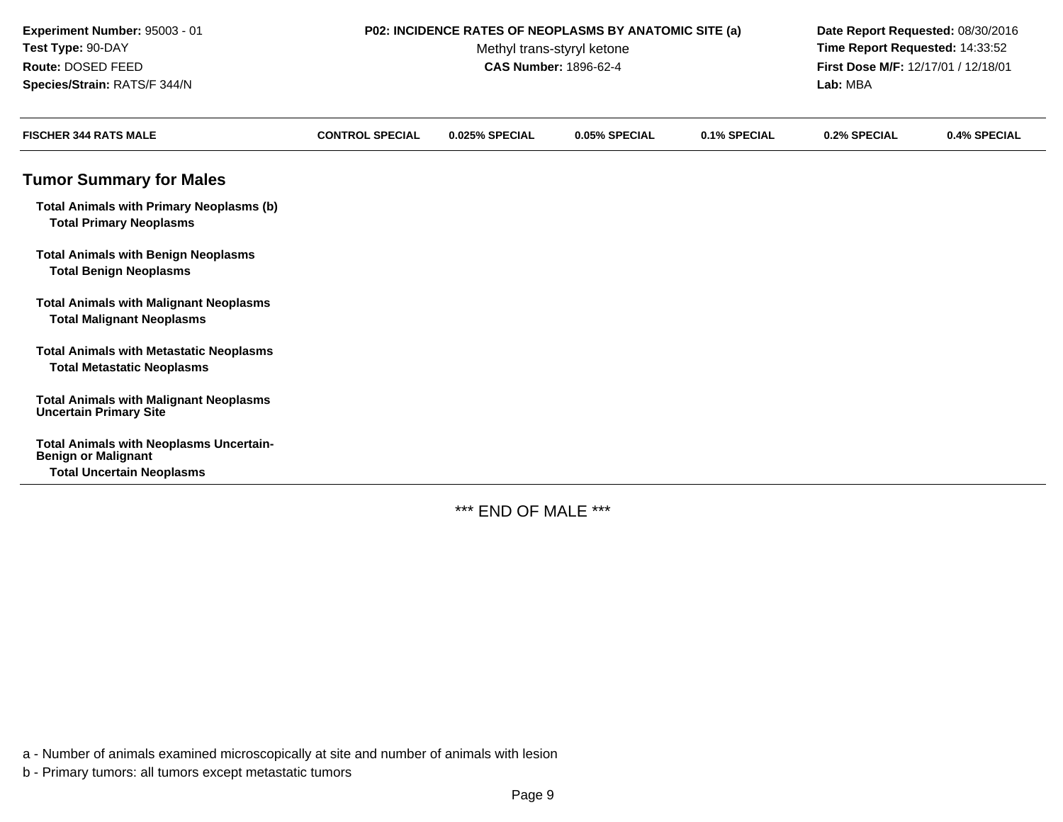**Experiment Number:** 95003 - 01
**Test Type:** 90-DAY
**Route:** DOSED FEED
**Species/Strain:** RATS/F 344/N

**P02: INCIDENCE RATES OF NEOPLASMS BY ANATOMIC SITE (a)**
Methyl trans-styryl ketone
**CAS Number:** 1896-62-4

**Date Report Requested:** 08/30/2016
**Time Report Requested:** 14:33:52
**First Dose M/F:** 12/17/01 / 12/18/01
**Lab:** MBA

| FISCHER 344 RATS MALE | CONTROL SPECIAL | 0.025% SPECIAL | 0.05% SPECIAL | 0.1% SPECIAL | 0.2% SPECIAL | 0.4% SPECIAL |
|---|---|---|---|---|---|---|
| **Tumor Summary for Males** | | | | | | |
| **Total Animals with Primary Neoplasms (b)** | | | | | | |
| **Total Primary Neoplasms** | | | | | | |
| **Total Animals with Benign Neoplasms** | | | | | | |
| **Total Benign Neoplasms** | | | | | | |
| **Total Animals with Malignant Neoplasms** | | | | | | |
| **Total Malignant Neoplasms** | | | | | | |
| **Total Animals with Metastatic Neoplasms** | | | | | | |
| **Total Metastatic Neoplasms** | | | | | | |
| **Total Animals with Malignant Neoplasms Uncertain Primary Site** | | | | | | |
| **Total Animals with Neoplasms Uncertain-Benign or Malignant** | | | | | | |
| **Total Uncertain Neoplasms** | | | | | | |

*** END OF MALE ***

a - Number of animals examined microscopically at site and number of animals with lesion

b - Primary tumors: all tumors except metastatic tumors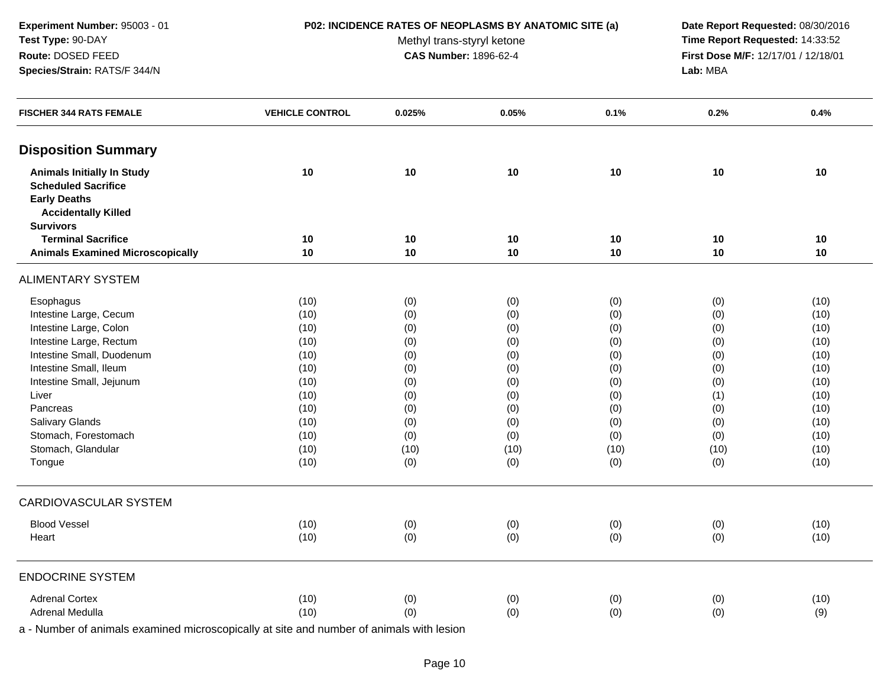**Experiment Number:** 95003 - 01
**Test Type:** 90-DAY
**Route:** DOSED FEED
**Species/Strain:** RATS/F 344/N

**P02: INCIDENCE RATES OF NEOPLASMS BY ANATOMIC SITE (a)**
Methyl trans-styryl ketone
**CAS Number:** 1896-62-4

**Date Report Requested:** 08/30/2016
**Time Report Requested:** 14:33:52
**First Dose M/F:** 12/17/01 / 12/18/01
**Lab:** MBA

| FISCHER 344 RATS FEMALE | VEHICLE CONTROL | 0.025% | 0.05% | 0.1% | 0.2% | 0.4% |
|---|---|---|---|---|---|---|
| **Disposition Summary** | | | | | | |
| **Animals Initially In Study** | **10** | **10** | **10** | **10** | **10** | **10** |
| **Scheduled Sacrifice** | | | | | | |
| **Early Deaths** | | | | | | |
| **Accidentally Killed** | | | | | | |
| **Survivors** | | | | | | |
| **Terminal Sacrifice** | **10** | **10** | **10** | **10** | **10** | **10** |
| **Animals Examined Microscopically** | **10** | **10** | **10** | **10** | **10** | **10** |
| ALIMENTARY SYSTEM | | | | | | |
| Esophagus | (10) | (0) | (0) | (0) | (0) | (10) |
| Intestine Large, Cecum | (10) | (0) | (0) | (0) | (0) | (10) |
| Intestine Large, Colon | (10) | (0) | (0) | (0) | (0) | (10) |
| Intestine Large, Rectum | (10) | (0) | (0) | (0) | (0) | (10) |
| Intestine Small, Duodenum | (10) | (0) | (0) | (0) | (0) | (10) |
| Intestine Small, Ileum | (10) | (0) | (0) | (0) | (0) | (10) |
| Intestine Small, Jejunum | (10) | (0) | (0) | (0) | (0) | (10) |
| Liver | (10) | (0) | (0) | (0) | (1) | (10) |
| Pancreas | (10) | (0) | (0) | (0) | (0) | (10) |
| Salivary Glands | (10) | (0) | (0) | (0) | (0) | (10) |
| Stomach, Forestomach | (10) | (0) | (0) | (0) | (0) | (10) |
| Stomach, Glandular | (10) | (10) | (10) | (10) | (10) | (10) |
| Tongue | (10) | (0) | (0) | (0) | (0) | (10) |
| CARDIOVASCULAR SYSTEM | | | | | | |
| Blood Vessel | (10) | (0) | (0) | (0) | (0) | (10) |
| Heart | (10) | (0) | (0) | (0) | (0) | (10) |
| ENDOCRINE SYSTEM | | | | | | |
| Adrenal Cortex | (10) | (0) | (0) | (0) | (0) | (10) |
| Adrenal Medulla | (10) | (0) | (0) | (0) | (0) | (9) |

a - Number of animals examined microscopically at site and number of animals with lesion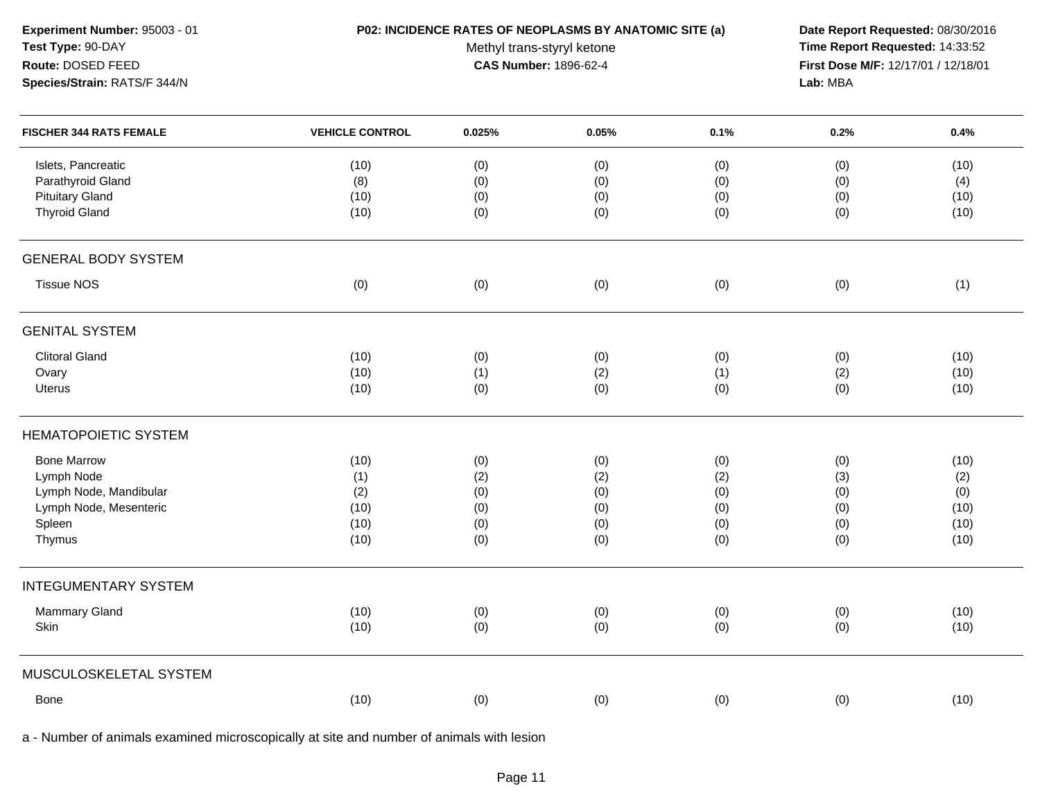**Experiment Number:** 95003 - 01
**Test Type:** 90-DAY
**Route:** DOSED FEED
**Species/Strain:** RATS/F 344/N

**P02: INCIDENCE RATES OF NEOPLASMS BY ANATOMIC SITE (a)**
Methyl trans-styryl ketone
**CAS Number:** 1896-62-4

**Date Report Requested:** 08/30/2016
**Time Report Requested:** 14:33:52
**First Dose M/F:** 12/17/01 / 12/18/01
**Lab:** MBA

| FISCHER 344 RATS FEMALE | VEHICLE CONTROL | 0.025% | 0.05% | 0.1% | 0.2% | 0.4% |
|---|---|---|---|---|---|---|
| Islets, Pancreatic | (10) | (0) | (0) | (0) | (0) | (10) |
| Parathyroid Gland | (8) | (0) | (0) | (0) | (0) | (4) |
| Pituitary Gland | (10) | (0) | (0) | (0) | (0) | (10) |
| Thyroid Gland | (10) | (0) | (0) | (0) | (0) | (10) |
| **GENERAL BODY SYSTEM** | | | | | | |
| Tissue NOS | (0) | (0) | (0) | (0) | (0) | (1) |
| **GENITAL SYSTEM** | | | | | | |
| Clitoral Gland | (10) | (0) | (0) | (0) | (0) | (10) |
| Ovary | (10) | (1) | (2) | (1) | (2) | (10) |
| Uterus | (10) | (0) | (0) | (0) | (0) | (10) |
| **HEMATOPOIETIC SYSTEM** | | | | | | |
| Bone Marrow | (10) | (0) | (0) | (0) | (0) | (10) |
| Lymph Node | (1) | (2) | (2) | (2) | (3) | (2) |
| Lymph Node, Mandibular | (2) | (0) | (0) | (0) | (0) | (0) |
| Lymph Node, Mesenteric | (10) | (0) | (0) | (0) | (0) | (10) |
| Spleen | (10) | (0) | (0) | (0) | (0) | (10) |
| Thymus | (10) | (0) | (0) | (0) | (0) | (10) |
| **INTEGUMENTARY SYSTEM** | | | | | | |
| Mammary Gland | (10) | (0) | (0) | (0) | (0) | (10) |
| Skin | (10) | (0) | (0) | (0) | (0) | (10) |
| **MUSCULOSKELETAL SYSTEM** | | | | | | |
| Bone | (10) | (0) | (0) | (0) | (0) | (10) |

a - Number of animals examined microscopically at site and number of animals with lesion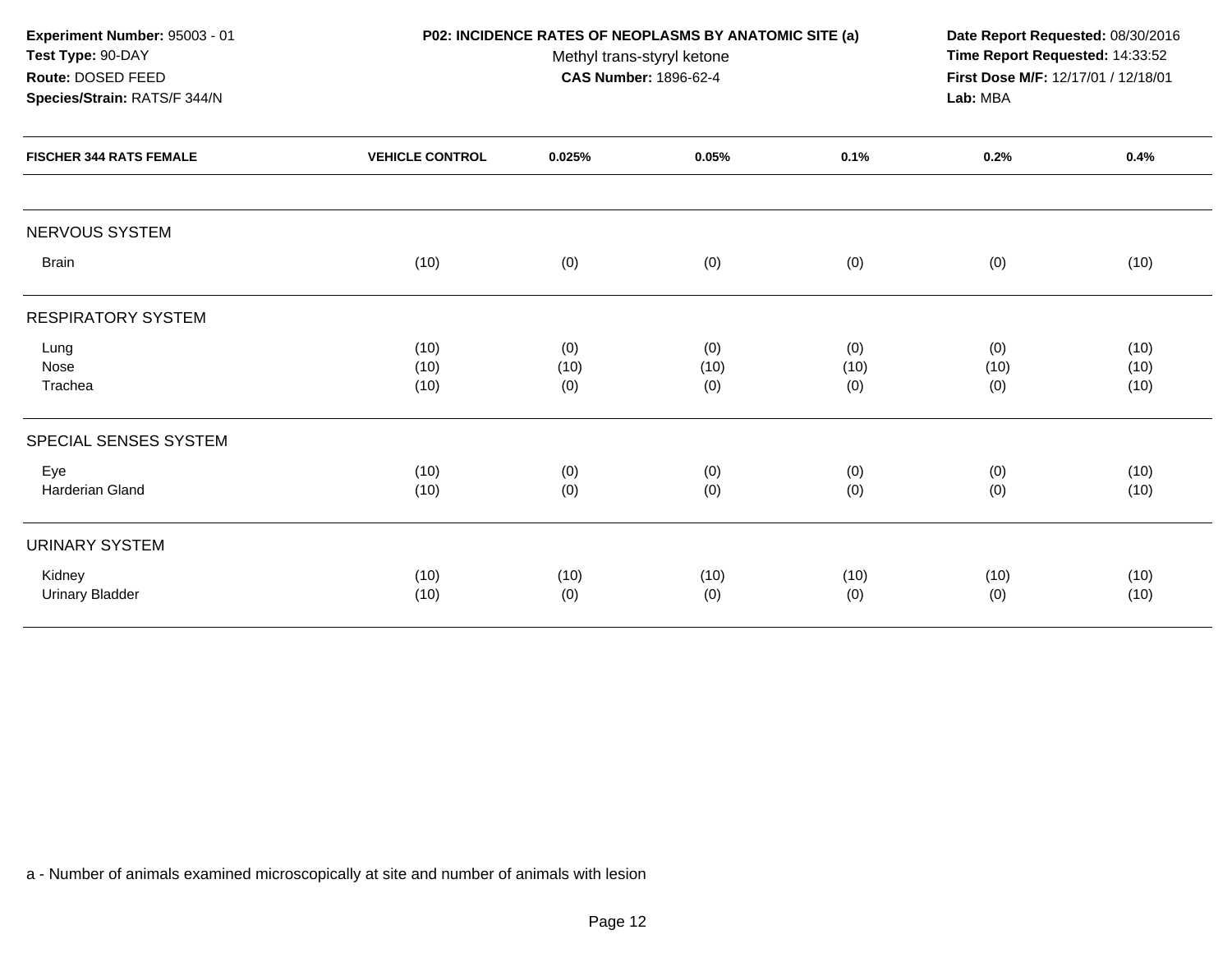**Experiment Number:** 95003 - 01
**Test Type:** 90-DAY
**Route:** DOSED FEED
**Species/Strain:** RATS/F 344/N

**P02: INCIDENCE RATES OF NEOPLASMS BY ANATOMIC SITE (a)**
Methyl trans-styryl ketone
**CAS Number:** 1896-62-4

**Date Report Requested:** 08/30/2016
**Time Report Requested:** 14:33:52
**First Dose M/F:** 12/17/01 / 12/18/01
**Lab:** MBA

| FISCHER 344 RATS FEMALE | VEHICLE CONTROL | 0.025% | 0.05% | 0.1% | 0.2% | 0.4% |
|---|---|---|---|---|---|---|
| **NERVOUS SYSTEM** | | | | | | |
| Brain | (10) | (0) | (0) | (0) | (0) | (10) |
| **RESPIRATORY SYSTEM** | | | | | | |
| Lung | (10) | (0) | (0) | (0) | (0) | (10) |
| Nose | (10) | (10) | (10) | (10) | (10) | (10) |
| Trachea | (10) | (0) | (0) | (0) | (0) | (10) |
| **SPECIAL SENSES SYSTEM** | | | | | | |
| Eye | (10) | (0) | (0) | (0) | (0) | (10) |
| Harderian Gland | (10) | (0) | (0) | (0) | (0) | (10) |
| **URINARY SYSTEM** | | | | | | |
| Kidney | (10) | (10) | (10) | (10) | (10) | (10) |
| Urinary Bladder | (10) | (0) | (0) | (0) | (0) | (10) |

a - Number of animals examined microscopically at site and number of animals with lesion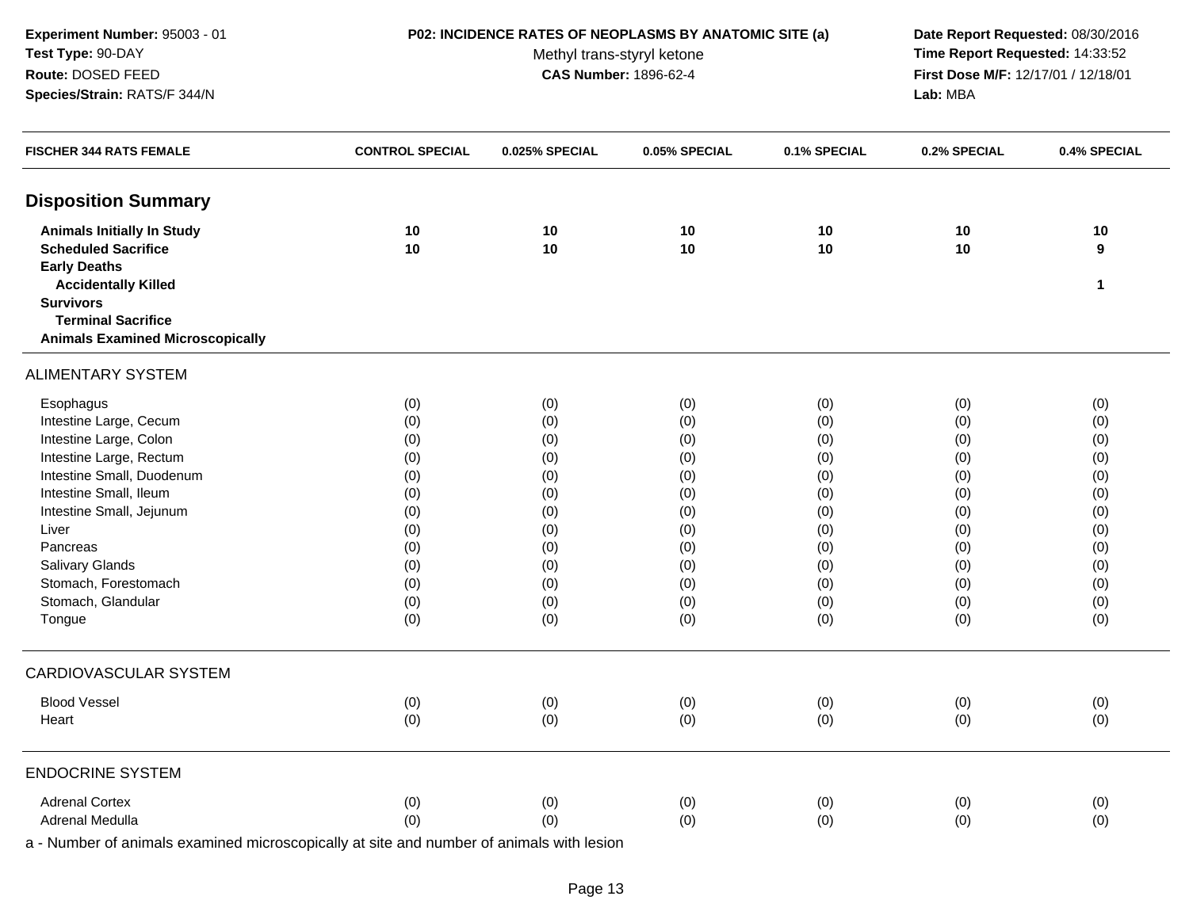**Experiment Number:** 95003 - 01
**Test Type:** 90-DAY
**Route:** DOSED FEED
**Species/Strain:** RATS/F 344/N

**P02: INCIDENCE RATES OF NEOPLASMS BY ANATOMIC SITE (a)**
Methyl trans-styryl ketone
**CAS Number:** 1896-62-4

**Date Report Requested:** 08/30/2016
**Time Report Requested:** 14:33:52
**First Dose M/F:** 12/17/01 / 12/18/01
**Lab:** MBA

| FISCHER 344 RATS FEMALE | CONTROL SPECIAL | 0.025% SPECIAL | 0.05% SPECIAL | 0.1% SPECIAL | 0.2% SPECIAL | 0.4% SPECIAL |
|---|---|---|---|---|---|---|
| **Disposition Summary** | | | | | | |
| **Animals Initially In Study** | **10** | **10** | **10** | **10** | **10** | **10** |
| **Scheduled Sacrifice** | **10** | **10** | **10** | **10** | **10** | **9** |
| **Early Deaths** | | | | | | |
| **Accidentally Killed** | | | | | | **1** |
| **Survivors** | | | | | | |
| **Terminal Sacrifice** | | | | | | |
| **Animals Examined Microscopically** | | | | | | |
| ALIMENTARY SYSTEM | | | | | | |
| Esophagus | (0) | (0) | (0) | (0) | (0) | (0) |
| Intestine Large, Cecum | (0) | (0) | (0) | (0) | (0) | (0) |
| Intestine Large, Colon | (0) | (0) | (0) | (0) | (0) | (0) |
| Intestine Large, Rectum | (0) | (0) | (0) | (0) | (0) | (0) |
| Intestine Small, Duodenum | (0) | (0) | (0) | (0) | (0) | (0) |
| Intestine Small, Ileum | (0) | (0) | (0) | (0) | (0) | (0) |
| Intestine Small, Jejunum | (0) | (0) | (0) | (0) | (0) | (0) |
| Liver | (0) | (0) | (0) | (0) | (0) | (0) |
| Pancreas | (0) | (0) | (0) | (0) | (0) | (0) |
| Salivary Glands | (0) | (0) | (0) | (0) | (0) | (0) |
| Stomach, Forestomach | (0) | (0) | (0) | (0) | (0) | (0) |
| Stomach, Glandular | (0) | (0) | (0) | (0) | (0) | (0) |
| Tongue | (0) | (0) | (0) | (0) | (0) | (0) |
| CARDIOVASCULAR SYSTEM | | | | | | |
| Blood Vessel | (0) | (0) | (0) | (0) | (0) | (0) |
| Heart | (0) | (0) | (0) | (0) | (0) | (0) |
| ENDOCRINE SYSTEM | | | | | | |
| Adrenal Cortex | (0) | (0) | (0) | (0) | (0) | (0) |
| Adrenal Medulla | (0) | (0) | (0) | (0) | (0) | (0) |

a - Number of animals examined microscopically at site and number of animals with lesion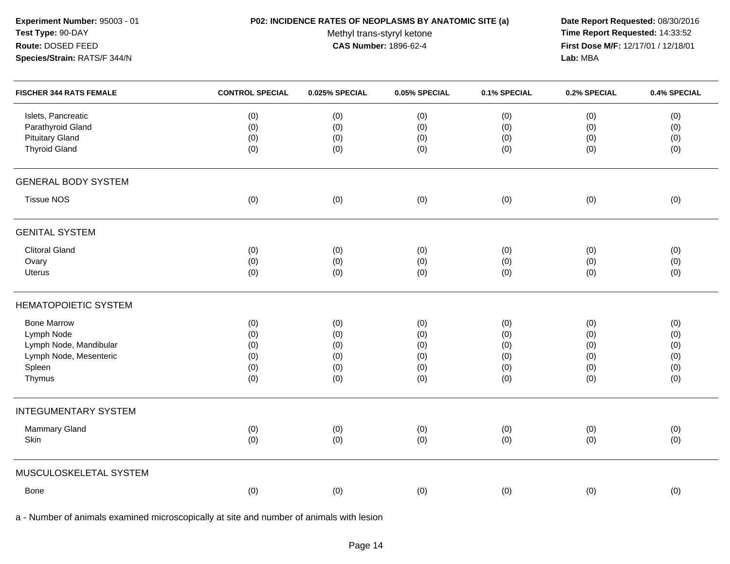**Experiment Number:** 95003 - 01
**Test Type:** 90-DAY
**Route:** DOSED FEED
**Species/Strain:** RATS/F 344/N

**P02: INCIDENCE RATES OF NEOPLASMS BY ANATOMIC SITE (a)**
Methyl trans-styryl ketone
**CAS Number:** 1896-62-4

**Date Report Requested:** 08/30/2016
**Time Report Requested:** 14:33:52
**First Dose M/F:** 12/17/01 / 12/18/01
**Lab:** MBA

| FISCHER 344 RATS FEMALE | CONTROL SPECIAL | 0.025% SPECIAL | 0.05% SPECIAL | 0.1% SPECIAL | 0.2% SPECIAL | 0.4% SPECIAL |
|---|---|---|---|---|---|---|
| Islets, Pancreatic | (0) | (0) | (0) | (0) | (0) | (0) |
| Parathyroid Gland | (0) | (0) | (0) | (0) | (0) | (0) |
| Pituitary Gland | (0) | (0) | (0) | (0) | (0) | (0) |
| Thyroid Gland | (0) | (0) | (0) | (0) | (0) | (0) |
| **GENERAL BODY SYSTEM** | | | | | | |
| Tissue NOS | (0) | (0) | (0) | (0) | (0) | (0) |
| **GENITAL SYSTEM** | | | | | | |
| Clitoral Gland | (0) | (0) | (0) | (0) | (0) | (0) |
| Ovary | (0) | (0) | (0) | (0) | (0) | (0) |
| Uterus | (0) | (0) | (0) | (0) | (0) | (0) |
| **HEMATOPOIETIC SYSTEM** | | | | | | |
| Bone Marrow | (0) | (0) | (0) | (0) | (0) | (0) |
| Lymph Node | (0) | (0) | (0) | (0) | (0) | (0) |
| Lymph Node, Mandibular | (0) | (0) | (0) | (0) | (0) | (0) |
| Lymph Node, Mesenteric | (0) | (0) | (0) | (0) | (0) | (0) |
| Spleen | (0) | (0) | (0) | (0) | (0) | (0) |
| Thymus | (0) | (0) | (0) | (0) | (0) | (0) |
| **INTEGUMENTARY SYSTEM** | | | | | | |
| Mammary Gland | (0) | (0) | (0) | (0) | (0) | (0) |
| Skin | (0) | (0) | (0) | (0) | (0) | (0) |
| **MUSCULOSKELETAL SYSTEM** | | | | | | |
| Bone | (0) | (0) | (0) | (0) | (0) | (0) |

a - Number of animals examined microscopically at site and number of animals with lesion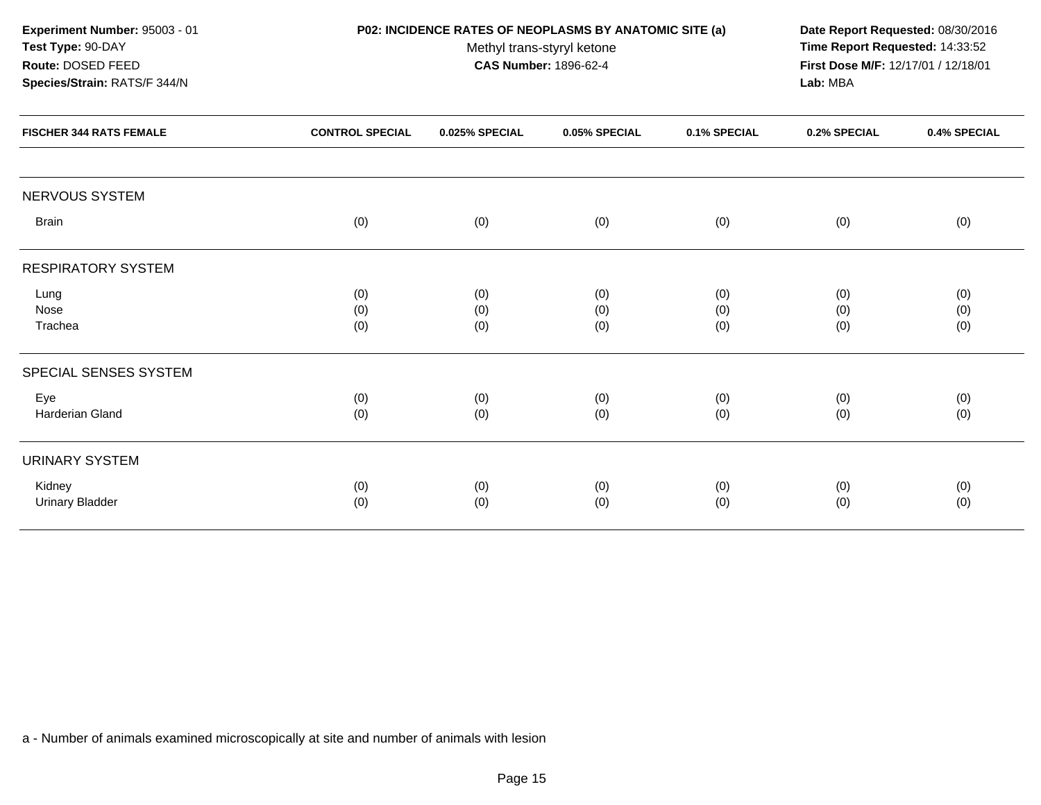**Experiment Number:** 95003 - 01
**Test Type:** 90-DAY
**Route:** DOSED FEED
**Species/Strain:** RATS/F 344/N

**P02: INCIDENCE RATES OF NEOPLASMS BY ANATOMIC SITE (a)**
Methyl trans-styryl ketone
**CAS Number:** 1896-62-4

**Date Report Requested:** 08/30/2016
**Time Report Requested:** 14:33:52
**First Dose M/F:** 12/17/01 / 12/18/01
**Lab:** MBA

| FISCHER 344 RATS FEMALE | CONTROL SPECIAL | 0.025% SPECIAL | 0.05% SPECIAL | 0.1% SPECIAL | 0.2% SPECIAL | 0.4% SPECIAL |
|---|---|---|---|---|---|---|
| **NERVOUS SYSTEM** | | | | | | |
| Brain | (0) | (0) | (0) | (0) | (0) | (0) |
| **RESPIRATORY SYSTEM** | | | | | | |
| Lung | (0) | (0) | (0) | (0) | (0) | (0) |
| Nose | (0) | (0) | (0) | (0) | (0) | (0) |
| Trachea | (0) | (0) | (0) | (0) | (0) | (0) |
| **SPECIAL SENSES SYSTEM** | | | | | | |
| Eye | (0) | (0) | (0) | (0) | (0) | (0) |
| Harderian Gland | (0) | (0) | (0) | (0) | (0) | (0) |
| **URINARY SYSTEM** | | | | | | |
| Kidney | (0) | (0) | (0) | (0) | (0) | (0) |
| Urinary Bladder | (0) | (0) | (0) | (0) | (0) | (0) |

a - Number of animals examined microscopically at site and number of animals with lesion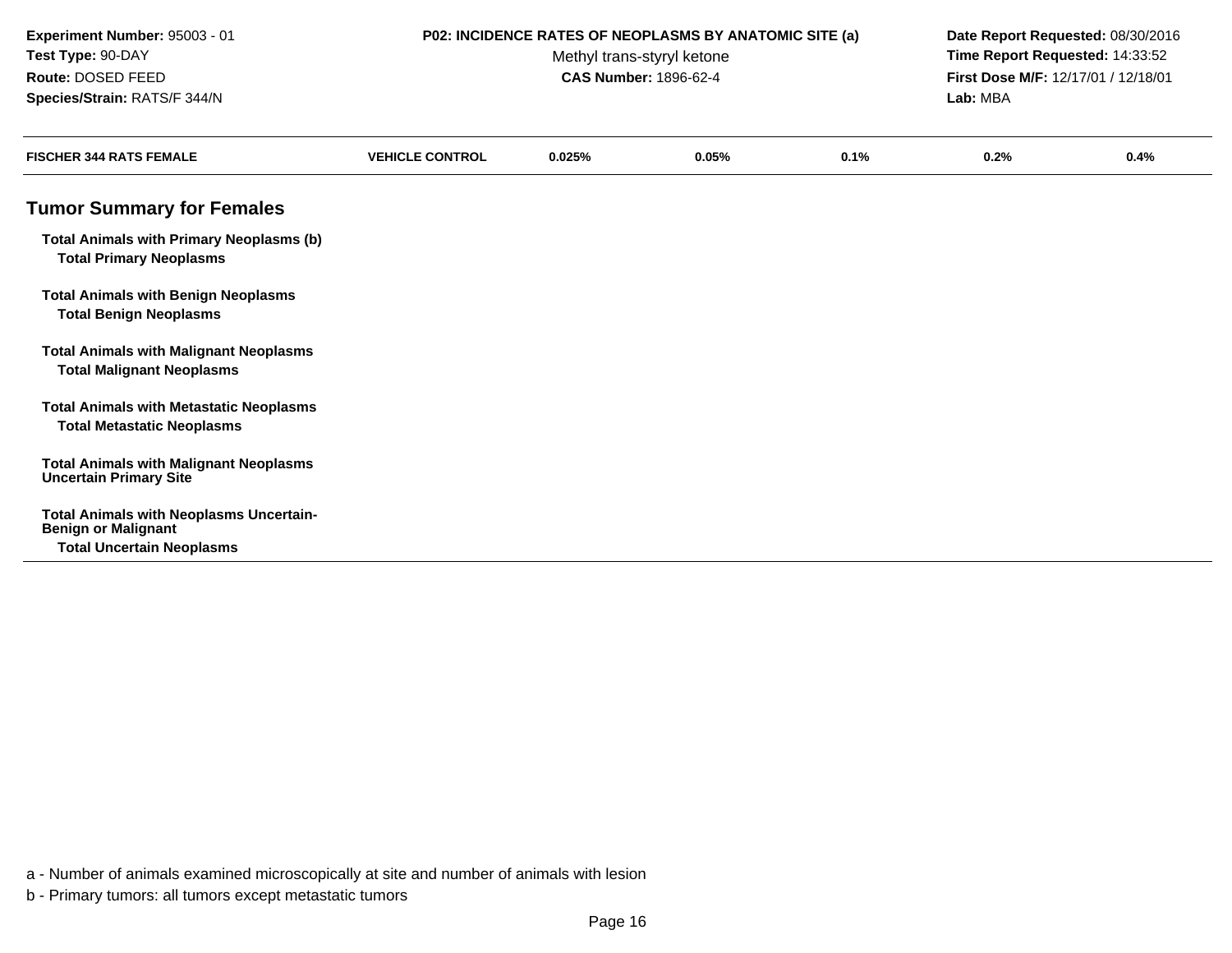**Experiment Number:** 95003 - 01
**Test Type:** 90-DAY
**Route:** DOSED FEED
**Species/Strain:** RATS/F 344/N

**P02: INCIDENCE RATES OF NEOPLASMS BY ANATOMIC SITE (a)**
Methyl trans-styryl ketone
**CAS Number:** 1896-62-4

**Date Report Requested:** 08/30/2016
**Time Report Requested:** 14:33:52
**First Dose M/F:** 12/17/01 / 12/18/01
**Lab:** MBA

| FISCHER 344 RATS FEMALE | VEHICLE CONTROL | 0.025% | 0.05% | 0.1% | 0.2% | 0.4% |
|---|---|---|---|---|---|---|

## Tumor Summary for Females

| | | | | | | |
|---|---|---|---|---|---|---|
| **Total Animals with Primary Neoplasms (b)** | | | | | | |
| **Total Primary Neoplasms** | | | | | | |
| **Total Animals with Benign Neoplasms** | | | | | | |
| **Total Benign Neoplasms** | | | | | | |
| **Total Animals with Malignant Neoplasms** | | | | | | |
| **Total Malignant Neoplasms** | | | | | | |
| **Total Animals with Metastatic Neoplasms** | | | | | | |
| **Total Metastatic Neoplasms** | | | | | | |
| **Total Animals with Malignant Neoplasms Uncertain Primary Site** | | | | | | |
| **Total Animals with Neoplasms Uncertain-Benign or Malignant** | | | | | | |
| **Total Uncertain Neoplasms** | | | | | | |

a - Number of animals examined microscopically at site and number of animals with lesion

b - Primary tumors: all tumors except metastatic tumors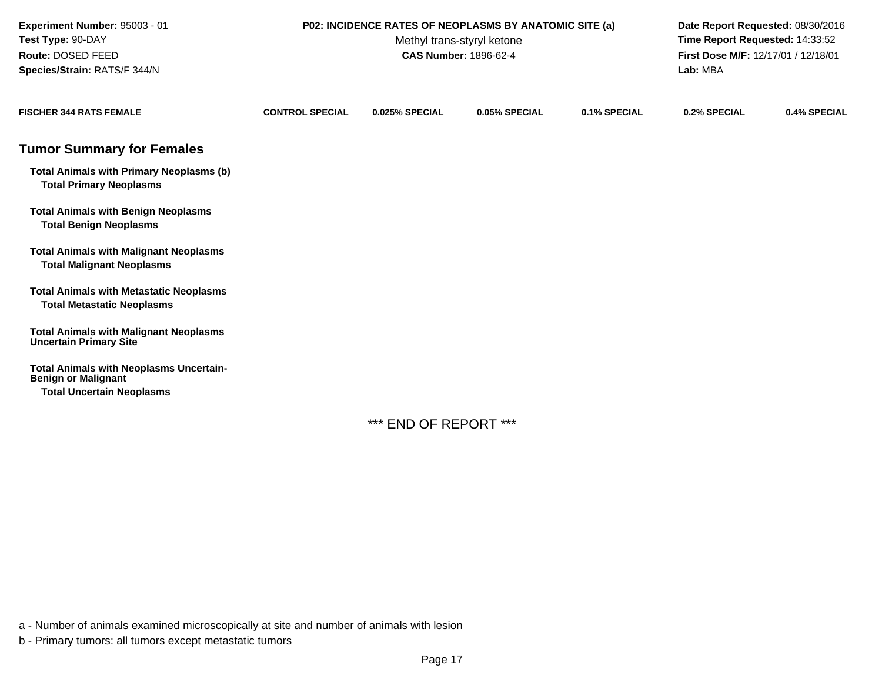| FISCHER 344 RATS FEMALE | CONTROL SPECIAL | 0.025% SPECIAL | 0.05% SPECIAL | 0.1% SPECIAL | 0.2% SPECIAL | 0.4% SPECIAL |
|---|---|---|---|---|---|---|
| **Tumor Summary for Females** | | | | | | |
| **Total Animals with Primary Neoplasms (b)** | | | | | | |
| **Total Primary Neoplasms** | | | | | | |
| **Total Animals with Benign Neoplasms** | | | | | | |
| **Total Benign Neoplasms** | | | | | | |
| **Total Animals with Malignant Neoplasms** | | | | | | |
| **Total Malignant Neoplasms** | | | | | | |
| **Total Animals with Metastatic Neoplasms** | | | | | | |
| **Total Metastatic Neoplasms** | | | | | | |
| **Total Animals with Malignant Neoplasms Uncertain Primary Site** | | | | | | |
| **Total Animals with Neoplasms Uncertain-Benign or Malignant** | | | | | | |
| **Total Uncertain Neoplasms** | | | | | | |

*** END OF REPORT ***

a - Number of animals examined microscopically at site and number of animals with lesion

b - Primary tumors: all tumors except metastatic tumors